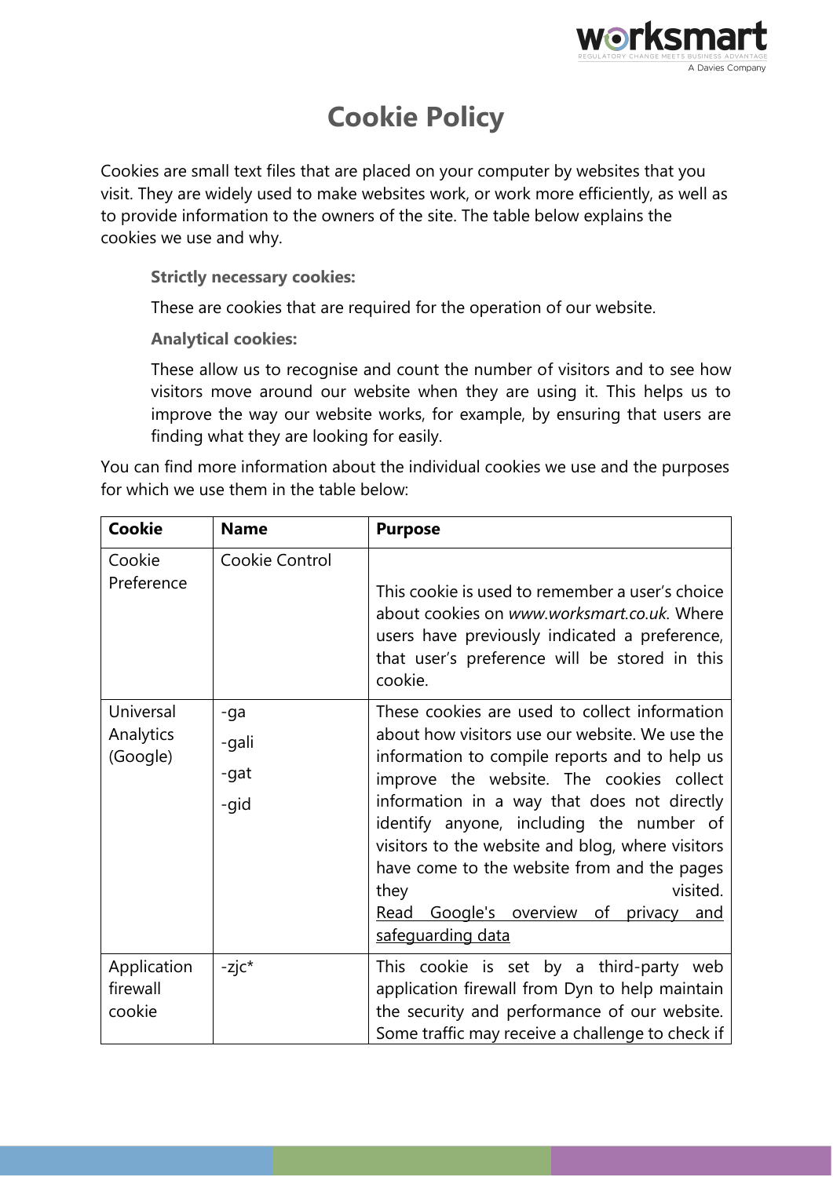# Cookie Policy

Cookies are small text files that are placed on your computer by websites that you visit. They are widely used to make websites work, or work more efficiently, as well as to provide information to the owners of the site. The table below explains the cookies we use and why.

**Strictly necessary cookies:**

These are cookies that are required for the operation of our website.

**Analytical cookies:**

These allow us to recognise and count the number of visitors and to see how visitors move around our website when they are using it. This helps us to improve the way our website works, for example, by ensuring that users are finding what they are looking for easily.

You can find more information about the individual cookies we use and the purposes for which we use them in the table below:

| Cookie | Name | Purpose |
| --- | --- | --- |
| Cookie Preference | Cookie Control | This cookie is used to remember a user's choice about cookies on *www.worksmart.co.uk*. Where users have previously indicated a preference, that user's preference will be stored in this cookie. |
| Universal Analytics (Google) | -ga<br>-gali<br>-gat<br>-gid | These cookies are used to collect information about how visitors use our website. We use the information to compile reports and to help us improve the website. The cookies collect information in a way that does not directly identify anyone, including the number of visitors to the website and blog, where visitors have come to the website from and the pages they visited. Read Google's overview of privacy and safeguarding data |
| Application firewall cookie | -zjc* | This cookie is set by a third-party web application firewall from Dyn to help maintain the security and performance of our website. Some traffic may receive a challenge to check if |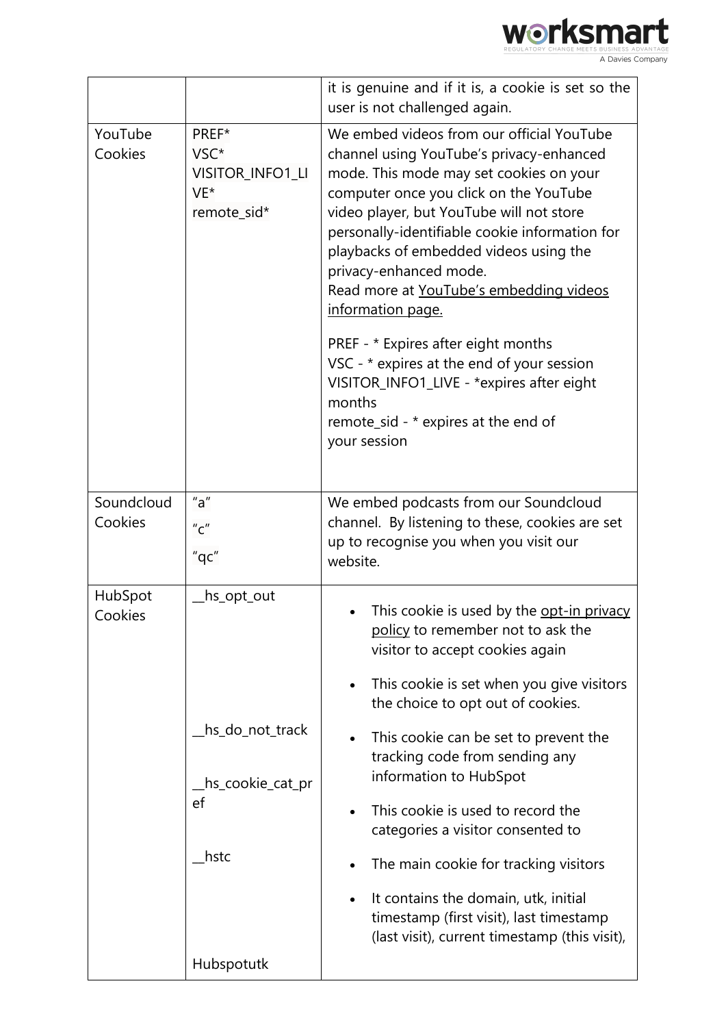| | | |
|---|---|---|
| | | it is genuine and if it is, a cookie is set so the user is not challenged again. |
| YouTube Cookies | PREF*<br>VSC*<br>VISITOR_INFO1_LIVE*<br>remote_sid* | We embed videos from our official YouTube channel using YouTube's privacy-enhanced mode. This mode may set cookies on your computer once you click on the YouTube video player, but YouTube will not store personally-identifiable cookie information for playbacks of embedded videos using the privacy-enhanced mode.<br>Read more at YouTube's embedding videos information page.<br><br>PREF - * Expires after eight months<br>VSC - * expires at the end of your session<br>VISITOR_INFO1_LIVE - *expires after eight months<br>remote_sid - * expires at the end of your session |
| Soundcloud Cookies | "a"<br>"c"<br>"qc" | We embed podcasts from our Soundcloud channel. By listening to these, cookies are set up to recognise you when you visit our website. |
| HubSpot Cookies | __hs_opt_out<br><br><br><br>__hs_do_not_track<br><br>__hs_cookie_cat_pref<br><br>__hstc<br><br><br>Hubspotutk | • This cookie is used by the opt-in privacy policy to remember not to ask the visitor to accept cookies again<br>• This cookie is set when you give visitors the choice to opt out of cookies.<br>• This cookie can be set to prevent the tracking code from sending any information to HubSpot<br>• This cookie is used to record the categories a visitor consented to<br>• The main cookie for tracking visitors<br>• It contains the domain, utk, initial timestamp (first visit), last timestamp (last visit), current timestamp (this visit), |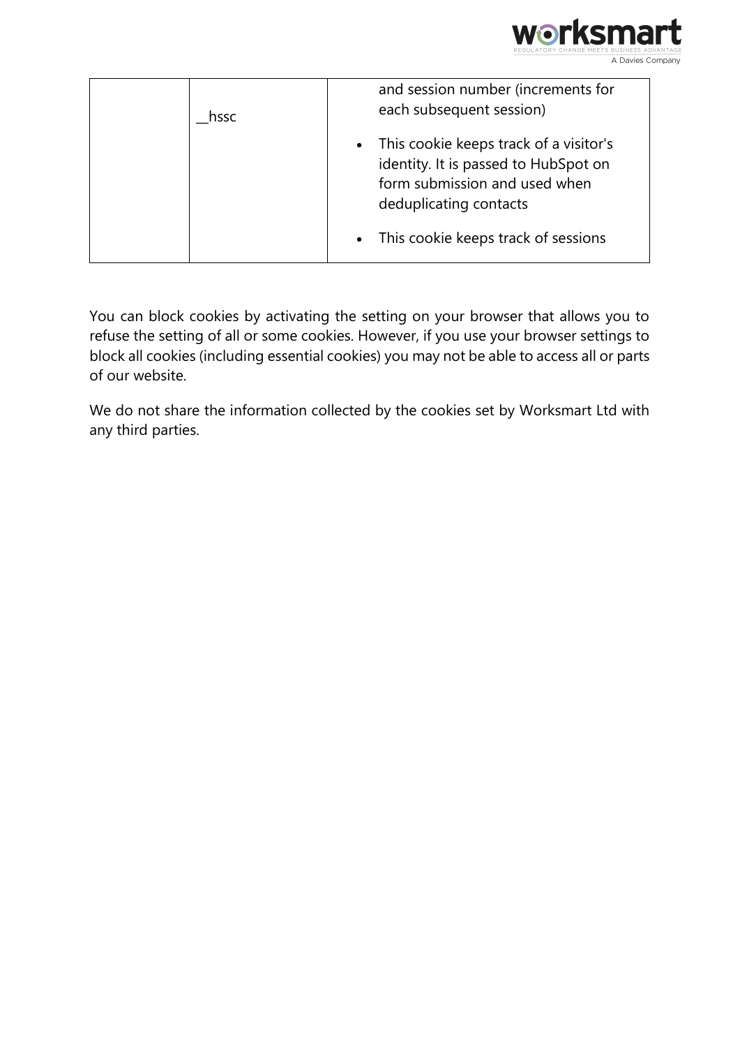| | | |
|---|---|---|
| | __hssc | and session number (increments for each subsequent session)<br>• This cookie keeps track of a visitor's identity. It is passed to HubSpot on form submission and used when deduplicating contacts<br>• This cookie keeps track of sessions |

You can block cookies by activating the setting on your browser that allows you to refuse the setting of all or some cookies. However, if you use your browser settings to block all cookies (including essential cookies) you may not be able to access all or parts of our website.

We do not share the information collected by the cookies set by Worksmart Ltd with any third parties.